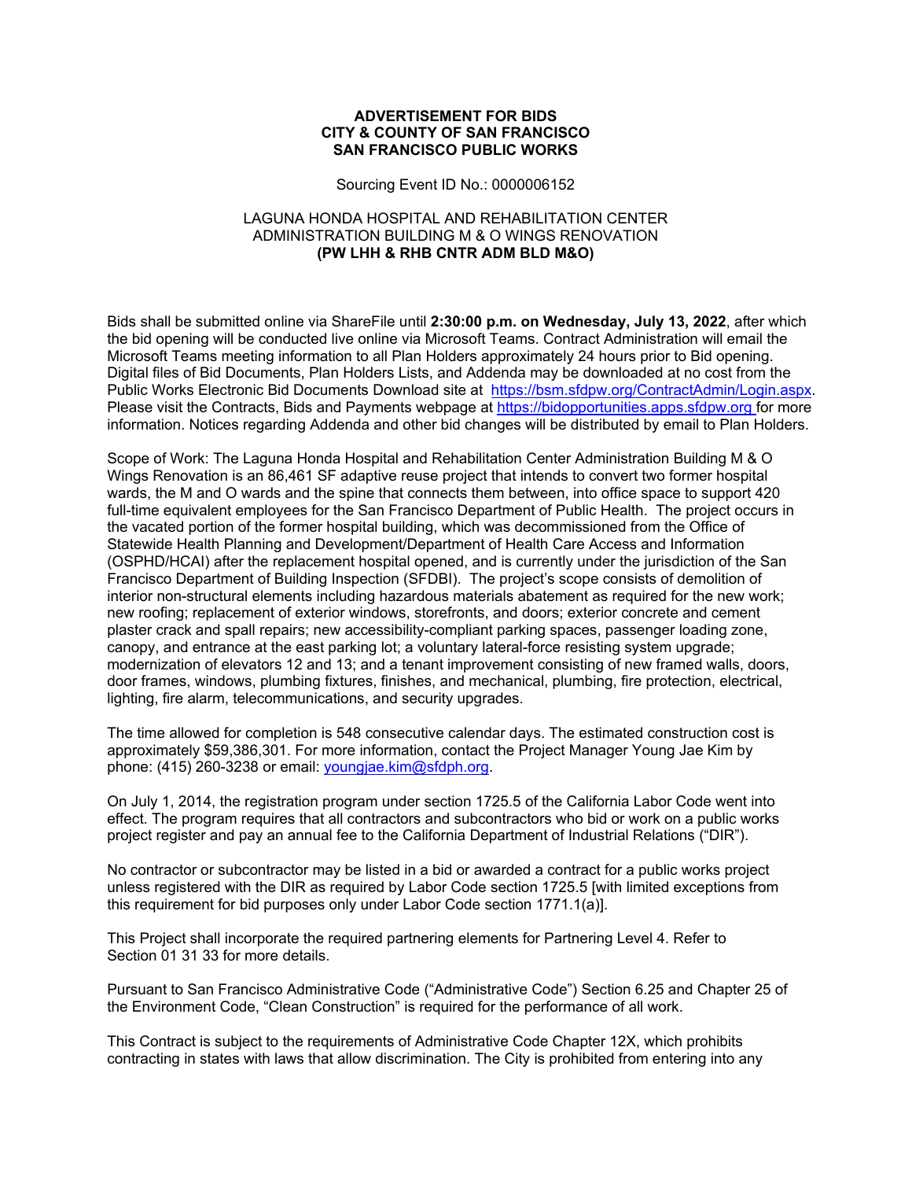**ADVERTISEMENT FOR BIDS**
**CITY & COUNTY OF SAN FRANCISCO**
**SAN FRANCISCO PUBLIC WORKS**

Sourcing Event ID No.: 0000006152

LAGUNA HONDA HOSPITAL AND REHABILITATION CENTER
ADMINISTRATION BUILDING M & O WINGS RENOVATION
**(PW LHH & RHB CNTR ADM BLD M&O)**

Bids shall be submitted online via ShareFile until **2:30:00 p.m. on Wednesday, July 13, 2022**, after which the bid opening will be conducted live online via Microsoft Teams. Contract Administration will email the Microsoft Teams meeting information to all Plan Holders approximately 24 hours prior to Bid opening. Digital files of Bid Documents, Plan Holders Lists, and Addenda may be downloaded at no cost from the Public Works Electronic Bid Documents Download site at https://bsm.sfdpw.org/ContractAdmin/Login.aspx. Please visit the Contracts, Bids and Payments webpage at https://bidopportunities.apps.sfdpw.org for more information. Notices regarding Addenda and other bid changes will be distributed by email to Plan Holders.

Scope of Work: The Laguna Honda Hospital and Rehabilitation Center Administration Building M & O Wings Renovation is an 86,461 SF adaptive reuse project that intends to convert two former hospital wards, the M and O wards and the spine that connects them between, into office space to support 420 full-time equivalent employees for the San Francisco Department of Public Health. The project occurs in the vacated portion of the former hospital building, which was decommissioned from the Office of Statewide Health Planning and Development/Department of Health Care Access and Information (OSPHD/HCAI) after the replacement hospital opened, and is currently under the jurisdiction of the San Francisco Department of Building Inspection (SFDBI). The project's scope consists of demolition of interior non-structural elements including hazardous materials abatement as required for the new work; new roofing; replacement of exterior windows, storefronts, and doors; exterior concrete and cement plaster crack and spall repairs; new accessibility-compliant parking spaces, passenger loading zone, canopy, and entrance at the east parking lot; a voluntary lateral-force resisting system upgrade; modernization of elevators 12 and 13; and a tenant improvement consisting of new framed walls, doors, door frames, windows, plumbing fixtures, finishes, and mechanical, plumbing, fire protection, electrical, lighting, fire alarm, telecommunications, and security upgrades.

The time allowed for completion is 548 consecutive calendar days. The estimated construction cost is approximately $59,386,301. For more information, contact the Project Manager Young Jae Kim by phone: (415) 260-3238 or email: youngjae.kim@sfdph.org.

On July 1, 2014, the registration program under section 1725.5 of the California Labor Code went into effect. The program requires that all contractors and subcontractors who bid or work on a public works project register and pay an annual fee to the California Department of Industrial Relations ("DIR").

No contractor or subcontractor may be listed in a bid or awarded a contract for a public works project unless registered with the DIR as required by Labor Code section 1725.5 [with limited exceptions from this requirement for bid purposes only under Labor Code section 1771.1(a)].

This Project shall incorporate the required partnering elements for Partnering Level 4. Refer to Section 01 31 33 for more details.

Pursuant to San Francisco Administrative Code ("Administrative Code") Section 6.25 and Chapter 25 of the Environment Code, "Clean Construction" is required for the performance of all work.

This Contract is subject to the requirements of Administrative Code Chapter 12X, which prohibits contracting in states with laws that allow discrimination. The City is prohibited from entering into any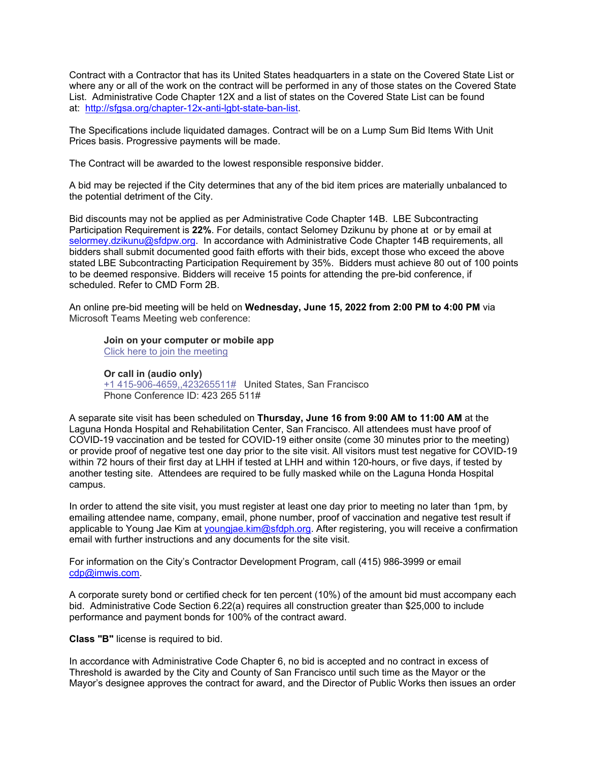Contract with a Contractor that has its United States headquarters in a state on the Covered State List or where any or all of the work on the contract will be performed in any of those states on the Covered State List. Administrative Code Chapter 12X and a list of states on the Covered State List can be found at: [http://sfgsa.org/chapter-12x-anti-lgbt-state-ban-list](http://sfgsa.org/chapter-12x-anti-lgbt-state-ban-list).

The Specifications include liquidated damages. Contract will be on a Lump Sum Bid Items With Unit Prices basis. Progressive payments will be made.

The Contract will be awarded to the lowest responsible responsive bidder.

A bid may be rejected if the City determines that any of the bid item prices are materially unbalanced to the potential detriment of the City.

Bid discounts may not be applied as per Administrative Code Chapter 14B. LBE Subcontracting Participation Requirement is **22%**. For details, contact Selomey Dzikunu by phone at or by email at [selormey.dzikunu@sfdpw.org](mailto:selormey.dzikunu@sfdpw.org). In accordance with Administrative Code Chapter 14B requirements, all bidders shall submit documented good faith efforts with their bids, except those who exceed the above stated LBE Subcontracting Participation Requirement by 35%. Bidders must achieve 80 out of 100 points to be deemed responsive. Bidders will receive 15 points for attending the pre-bid conference, if scheduled. Refer to CMD Form 2B.

An online pre-bid meeting will be held on **Wednesday, June 15, 2022 from 2:00 PM to 4:00 PM** via Microsoft Teams Meeting web conference:

> **Join on your computer or mobile app**
> Click here to join the meeting
>
> **Or call in (audio only)**
> +1 415-906-4659,,423265511# United States, San Francisco
> Phone Conference ID: 423 265 511#

A separate site visit has been scheduled on **Thursday, June 16 from 9:00 AM to 11:00 AM** at the Laguna Honda Hospital and Rehabilitation Center, San Francisco. All attendees must have proof of COVID-19 vaccination and be tested for COVID-19 either onsite (come 30 minutes prior to the meeting) or provide proof of negative test one day prior to the site visit. All visitors must test negative for COVID-19 within 72 hours of their first day at LHH if tested at LHH and within 120-hours, or five days, if tested by another testing site. Attendees are required to be fully masked while on the Laguna Honda Hospital campus.

In order to attend the site visit, you must register at least one day prior to meeting no later than 1pm, by emailing attendee name, company, email, phone number, proof of vaccination and negative test result if applicable to Young Jae Kim at [youngjae.kim@sfdph.org](mailto:youngjae.kim@sfdph.org). After registering, you will receive a confirmation email with further instructions and any documents for the site visit.

For information on the City's Contractor Development Program, call (415) 986-3999 or email [cdp@imwis.com](mailto:cdp@imwis.com).

A corporate surety bond or certified check for ten percent (10%) of the amount bid must accompany each bid. Administrative Code Section 6.22(a) requires all construction greater than $25,000 to include performance and payment bonds for 100% of the contract award.

**Class "B"** license is required to bid.

In accordance with Administrative Code Chapter 6, no bid is accepted and no contract in excess of Threshold is awarded by the City and County of San Francisco until such time as the Mayor or the Mayor's designee approves the contract for award, and the Director of Public Works then issues an order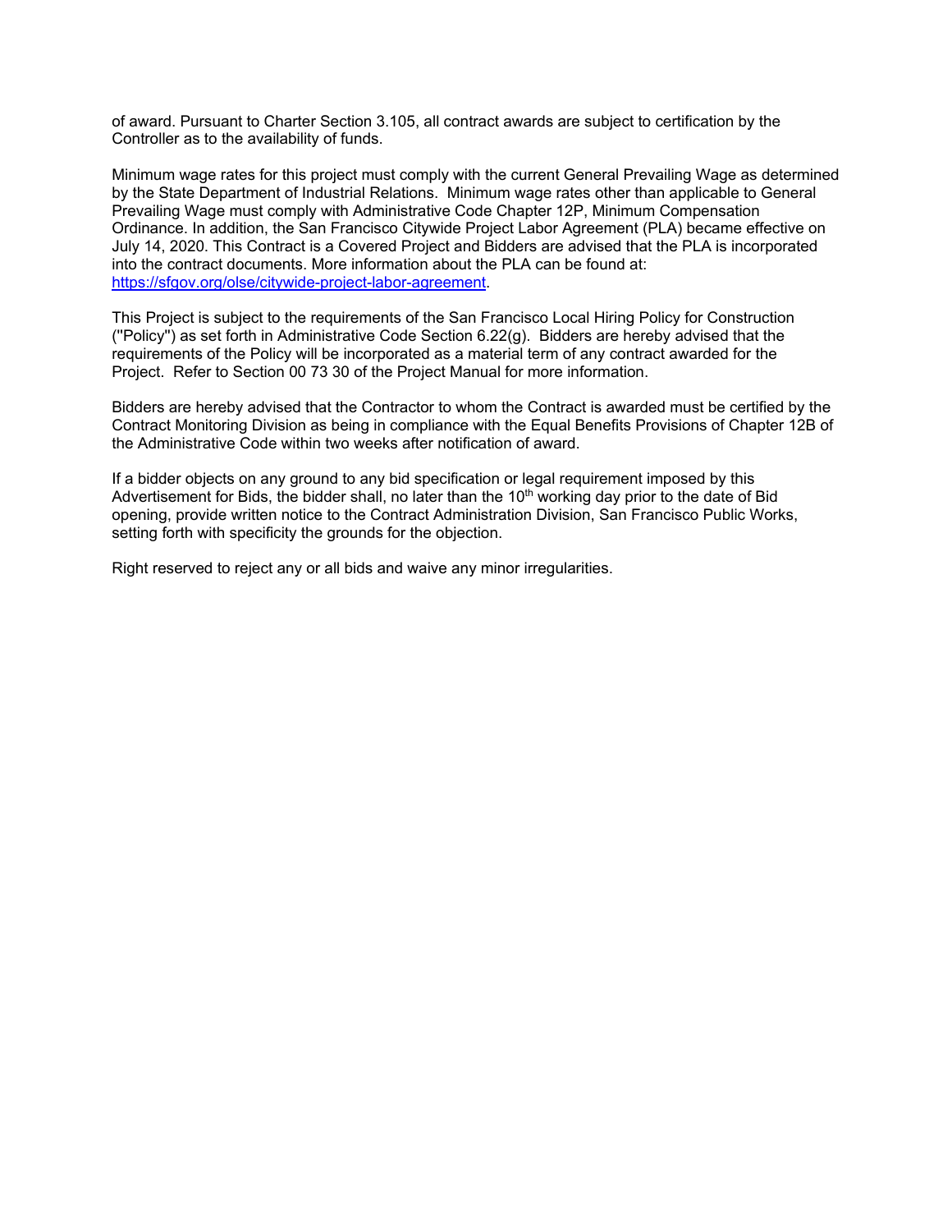of award. Pursuant to Charter Section 3.105, all contract awards are subject to certification by the Controller as to the availability of funds.

Minimum wage rates for this project must comply with the current General Prevailing Wage as determined by the State Department of Industrial Relations. Minimum wage rates other than applicable to General Prevailing Wage must comply with Administrative Code Chapter 12P, Minimum Compensation Ordinance. In addition, the San Francisco Citywide Project Labor Agreement (PLA) became effective on July 14, 2020. This Contract is a Covered Project and Bidders are advised that the PLA is incorporated into the contract documents. More information about the PLA can be found at: [https://sfgov.org/olse/citywide-project-labor-agreement](https://sfgov.org/olse/citywide-project-labor-agreement).

This Project is subject to the requirements of the San Francisco Local Hiring Policy for Construction ("Policy") as set forth in Administrative Code Section 6.22(g). Bidders are hereby advised that the requirements of the Policy will be incorporated as a material term of any contract awarded for the Project. Refer to Section 00 73 30 of the Project Manual for more information.

Bidders are hereby advised that the Contractor to whom the Contract is awarded must be certified by the Contract Monitoring Division as being in compliance with the Equal Benefits Provisions of Chapter 12B of the Administrative Code within two weeks after notification of award.

If a bidder objects on any ground to any bid specification or legal requirement imposed by this Advertisement for Bids, the bidder shall, no later than the 10th working day prior to the date of Bid opening, provide written notice to the Contract Administration Division, San Francisco Public Works, setting forth with specificity the grounds for the objection.

Right reserved to reject any or all bids and waive any minor irregularities.